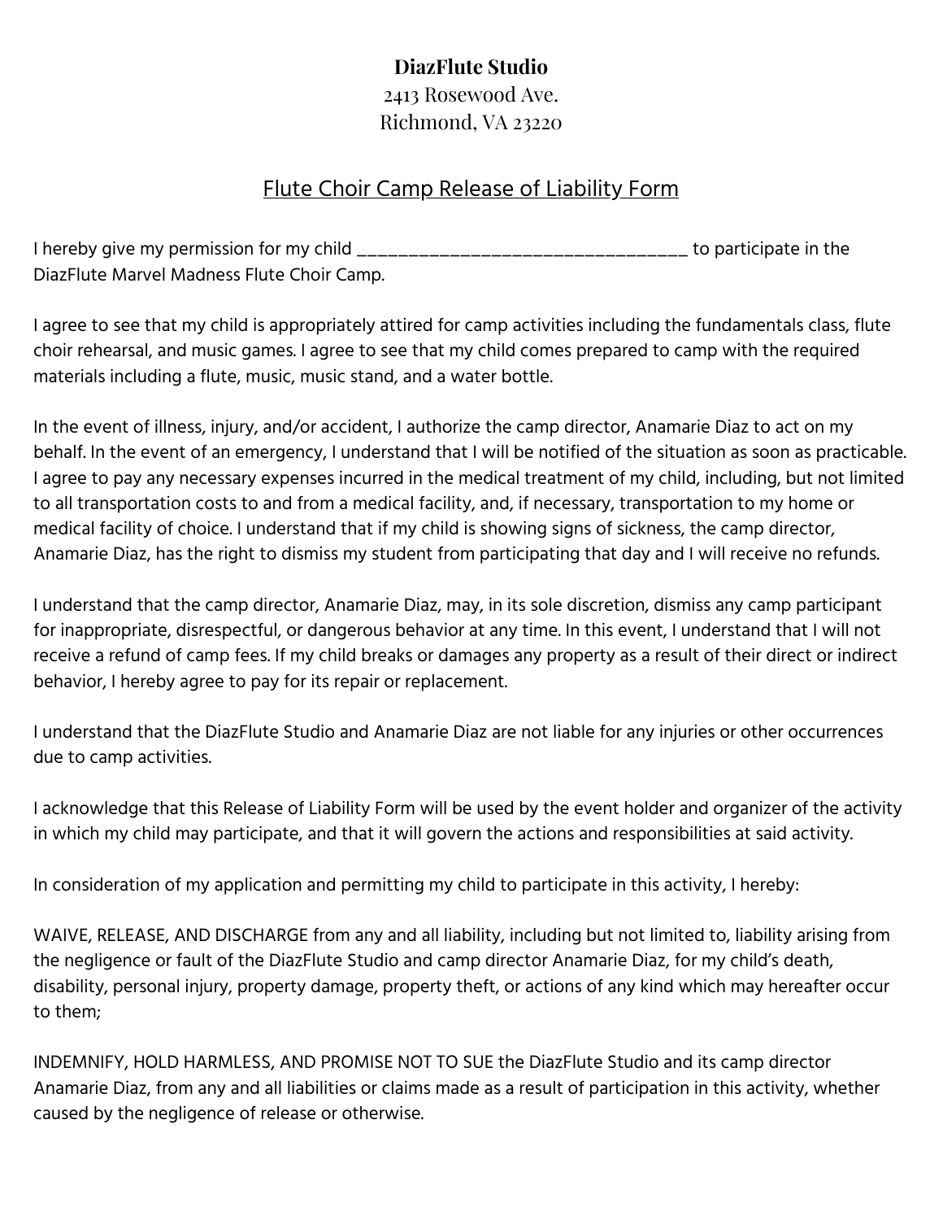**DiazFlute Studio**
2413 Rosewood Ave.
Richmond, VA 23220

# Flute Choir Camp Release of Liability Form

I hereby give my permission for my child ___________________________________ to participate in the DiazFlute Marvel Madness Flute Choir Camp.

I agree to see that my child is appropriately attired for camp activities including the fundamentals class, flute choir rehearsal, and music games. I agree to see that my child comes prepared to camp with the required materials including a flute, music, music stand, and a water bottle.

In the event of illness, injury, and/or accident, I authorize the camp director, Anamarie Diaz to act on my behalf. In the event of an emergency, I understand that I will be notified of the situation as soon as practicable. I agree to pay any necessary expenses incurred in the medical treatment of my child, including, but not limited to all transportation costs to and from a medical facility, and, if necessary, transportation to my home or medical facility of choice. I understand that if my child is showing signs of sickness, the camp director, Anamarie Diaz, has the right to dismiss my student from participating that day and I will receive no refunds.

I understand that the camp director, Anamarie Diaz, may, in its sole discretion, dismiss any camp participant for inappropriate, disrespectful, or dangerous behavior at any time. In this event, I understand that I will not receive a refund of camp fees. If my child breaks or damages any property as a result of their direct or indirect behavior, I hereby agree to pay for its repair or replacement.

I understand that the DiazFlute Studio and Anamarie Diaz are not liable for any injuries or other occurrences due to camp activities.

I acknowledge that this Release of Liability Form will be used by the event holder and organizer of the activity in which my child may participate, and that it will govern the actions and responsibilities at said activity.

In consideration of my application and permitting my child to participate in this activity, I hereby:

WAIVE, RELEASE, AND DISCHARGE from any and all liability, including but not limited to, liability arising from the negligence or fault of the DiazFlute Studio and camp director Anamarie Diaz, for my child's death, disability, personal injury, property damage, property theft, or actions of any kind which may hereafter occur to them;

INDEMNIFY, HOLD HARMLESS, AND PROMISE NOT TO SUE the DiazFlute Studio and its camp director Anamarie Diaz, from any and all liabilities or claims made as a result of participation in this activity, whether caused by the negligence of release or otherwise.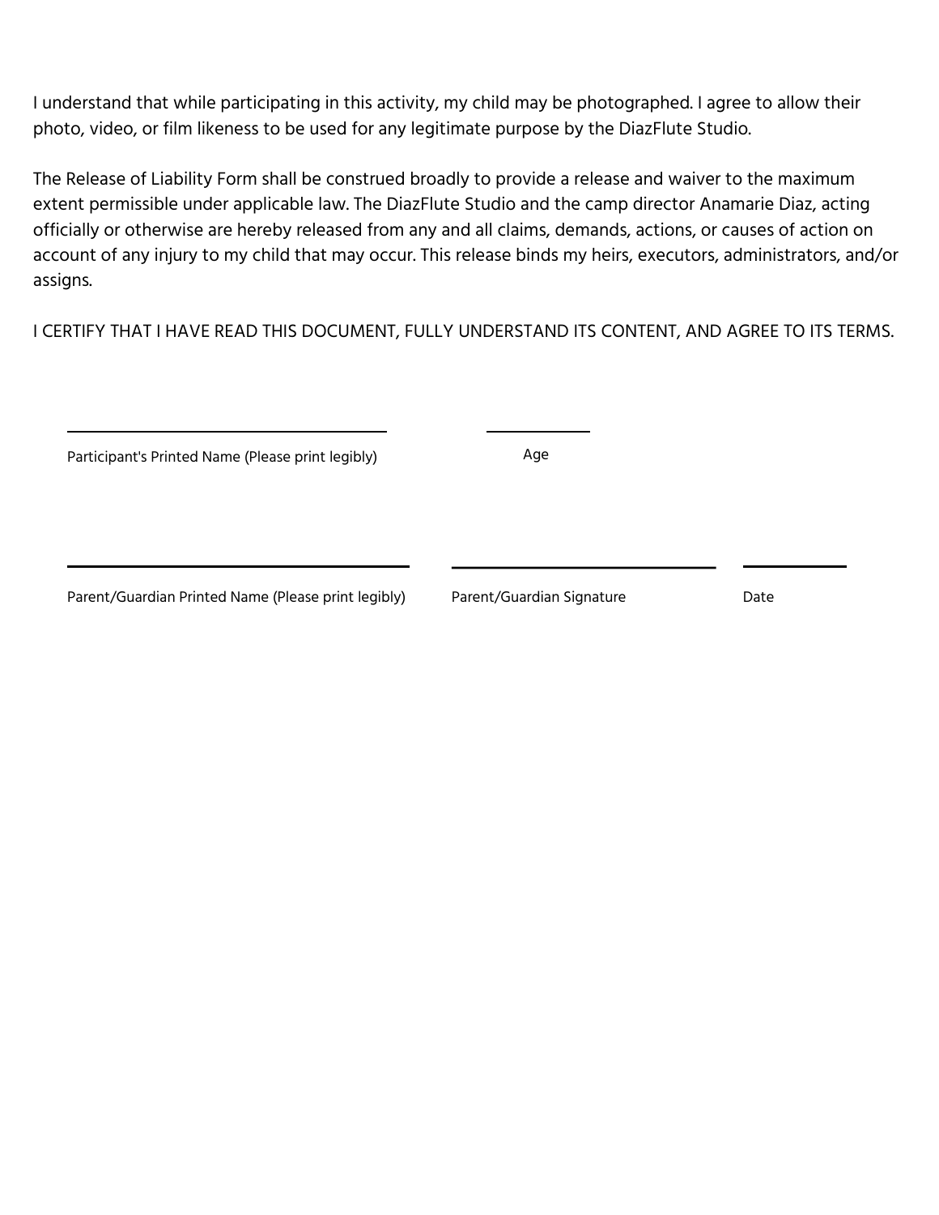I understand that while participating in this activity, my child may be photographed. I agree to allow their photo, video, or film likeness to be used for any legitimate purpose by the DiazFlute Studio.

The Release of Liability Form shall be construed broadly to provide a release and waiver to the maximum extent permissible under applicable law. The DiazFlute Studio and the camp director Anamarie Diaz, acting officially or otherwise are hereby released from any and all claims, demands, actions, or causes of action on account of any injury to my child that may occur. This release binds my heirs, executors, administrators, and/or assigns.

I CERTIFY THAT I HAVE READ THIS DOCUMENT, FULLY UNDERSTAND ITS CONTENT, AND AGREE TO ITS TERMS.

_______________________________________ ____________

Participant's Printed Name (Please print legibly) Age

_______________________________________ ______________________________ ____________

Parent/Guardian Printed Name (Please print legibly) Parent/Guardian Signature Date